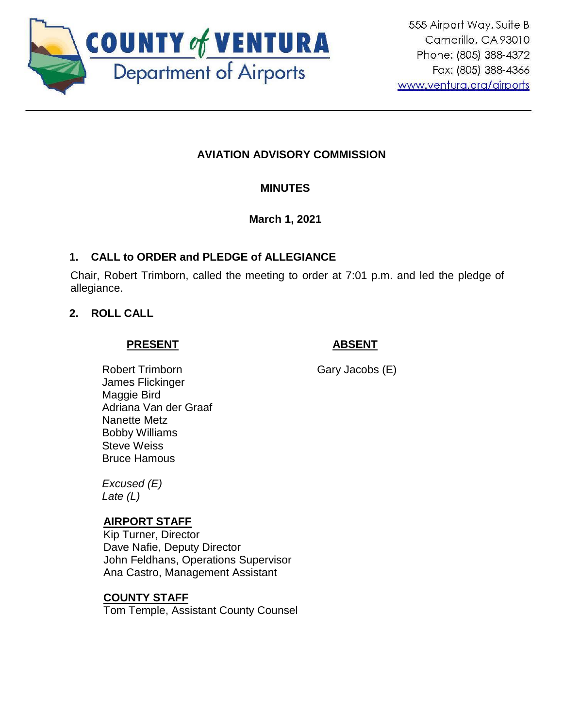COUNTY of VENTURA
Department of Airports

555 Airport Way, Suite B
Camarillo, CA 93010
Phone: (805) 388-4372
Fax: (805) 388-4366
www.ventura.org/airports

---

**AVIATION ADVISORY COMMISSION**

**MINUTES**

**March 1, 2021**

## 1. CALL to ORDER and PLEDGE of ALLEGIANCE

Chair, Robert Trimborn, called the meeting to order at 7:01 p.m. and led the pledge of allegiance.

## 2. ROLL CALL

| **PRESENT** | **ABSENT** |
| --- | --- |
| Robert Trimborn | Gary Jacobs (E) |
| James Flickinger | |
| Maggie Bird | |
| Adriana Van der Graaf | |
| Nanette Metz | |
| Bobby Williams | |
| Steve Weiss | |
| Bruce Hamous | |

*Excused (E)*
*Late (L)*

**AIRPORT STAFF**
Kip Turner, Director
Dave Nafie, Deputy Director
John Feldhans, Operations Supervisor
Ana Castro, Management Assistant

**COUNTY STAFF**
Tom Temple, Assistant County Counsel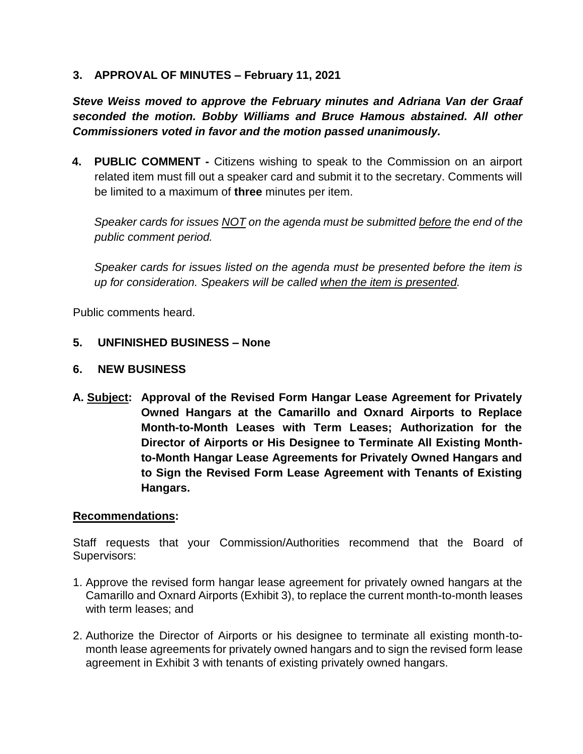## 3. APPROVAL OF MINUTES – February 11, 2021

***Steve Weiss moved to approve the February minutes and Adriana Van der Graaf seconded the motion. Bobby Williams and Bruce Hamous abstained. All other Commissioners voted in favor and the motion passed unanimously.***

**4. PUBLIC COMMENT -** Citizens wishing to speak to the Commission on an airport related item must fill out a speaker card and submit it to the secretary. Comments will be limited to a maximum of **three** minutes per item.

*Speaker cards for issues NOT on the agenda must be submitted before the end of the public comment period.*

*Speaker cards for issues listed on the agenda must be presented before the item is up for consideration. Speakers will be called when the item is presented.*

Public comments heard.

## 5. UNFINISHED BUSINESS – None

## 6. NEW BUSINESS

**A. Subject: Approval of the Revised Form Hangar Lease Agreement for Privately Owned Hangars at the Camarillo and Oxnard Airports to Replace Month-to-Month Leases with Term Leases; Authorization for the Director of Airports or His Designee to Terminate All Existing Month-to-Month Hangar Lease Agreements for Privately Owned Hangars and to Sign the Revised Form Lease Agreement with Tenants of Existing Hangars.**

**Recommendations:**

Staff requests that your Commission/Authorities recommend that the Board of Supervisors:

1. Approve the revised form hangar lease agreement for privately owned hangars at the Camarillo and Oxnard Airports (Exhibit 3), to replace the current month-to-month leases with term leases; and

2. Authorize the Director of Airports or his designee to terminate all existing month-to-month lease agreements for privately owned hangars and to sign the revised form lease agreement in Exhibit 3 with tenants of existing privately owned hangars.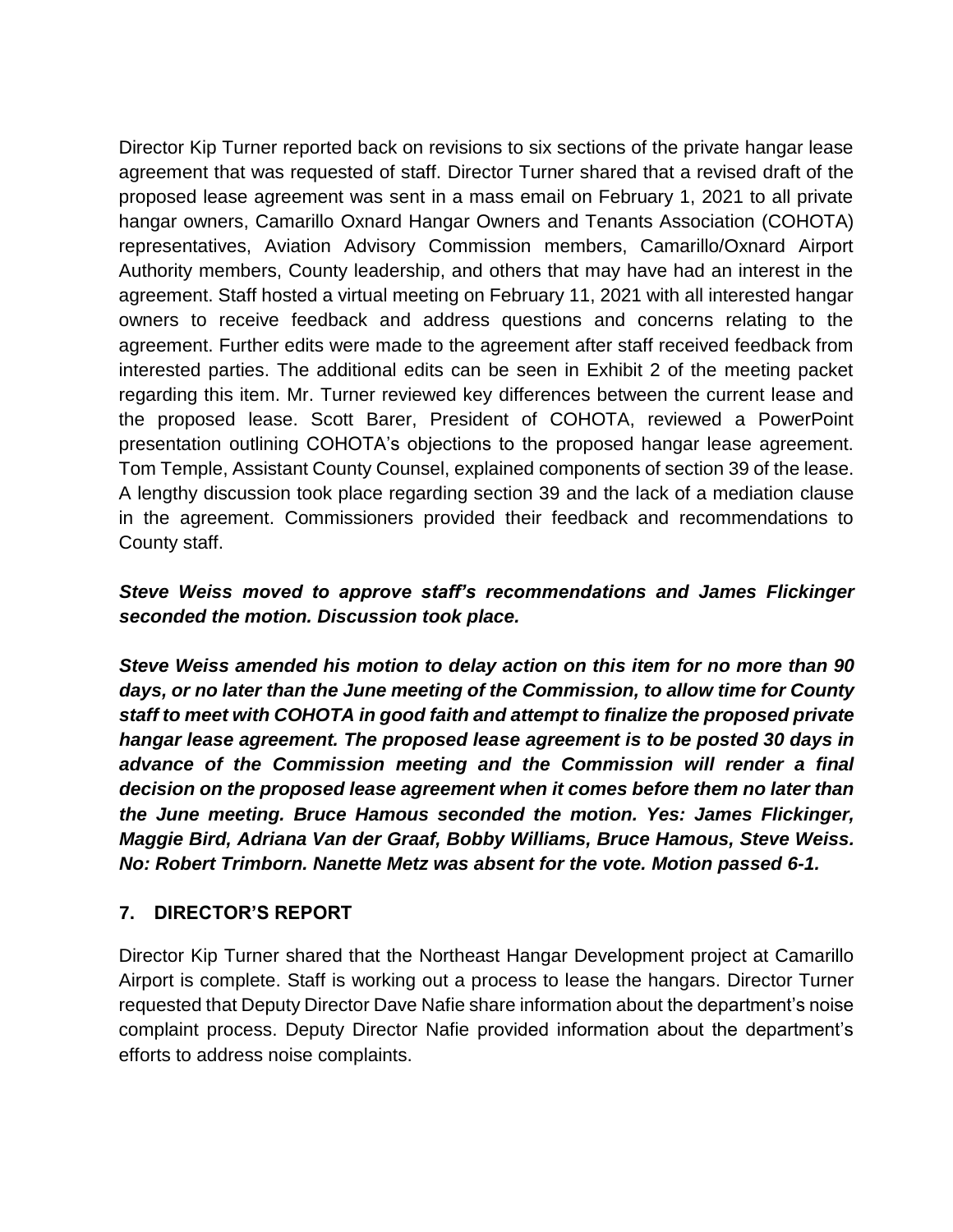Director Kip Turner reported back on revisions to six sections of the private hangar lease agreement that was requested of staff. Director Turner shared that a revised draft of the proposed lease agreement was sent in a mass email on February 1, 2021 to all private hangar owners, Camarillo Oxnard Hangar Owners and Tenants Association (COHOTA) representatives, Aviation Advisory Commission members, Camarillo/Oxnard Airport Authority members, County leadership, and others that may have had an interest in the agreement. Staff hosted a virtual meeting on February 11, 2021 with all interested hangar owners to receive feedback and address questions and concerns relating to the agreement. Further edits were made to the agreement after staff received feedback from interested parties. The additional edits can be seen in Exhibit 2 of the meeting packet regarding this item. Mr. Turner reviewed key differences between the current lease and the proposed lease. Scott Barer, President of COHOTA, reviewed a PowerPoint presentation outlining COHOTA's objections to the proposed hangar lease agreement. Tom Temple, Assistant County Counsel, explained components of section 39 of the lease. A lengthy discussion took place regarding section 39 and the lack of a mediation clause in the agreement. Commissioners provided their feedback and recommendations to County staff.

***Steve Weiss moved to approve staff's recommendations and James Flickinger seconded the motion. Discussion took place.***

***Steve Weiss amended his motion to delay action on this item for no more than 90 days, or no later than the June meeting of the Commission, to allow time for County staff to meet with COHOTA in good faith and attempt to finalize the proposed private hangar lease agreement. The proposed lease agreement is to be posted 30 days in advance of the Commission meeting and the Commission will render a final decision on the proposed lease agreement when it comes before them no later than the June meeting. Bruce Hamous seconded the motion. Yes: James Flickinger, Maggie Bird, Adriana Van der Graaf, Bobby Williams, Bruce Hamous, Steve Weiss. No: Robert Trimborn. Nanette Metz was absent for the vote. Motion passed 6-1.***

## 7. DIRECTOR'S REPORT

Director Kip Turner shared that the Northeast Hangar Development project at Camarillo Airport is complete. Staff is working out a process to lease the hangars. Director Turner requested that Deputy Director Dave Nafie share information about the department's noise complaint process. Deputy Director Nafie provided information about the department's efforts to address noise complaints.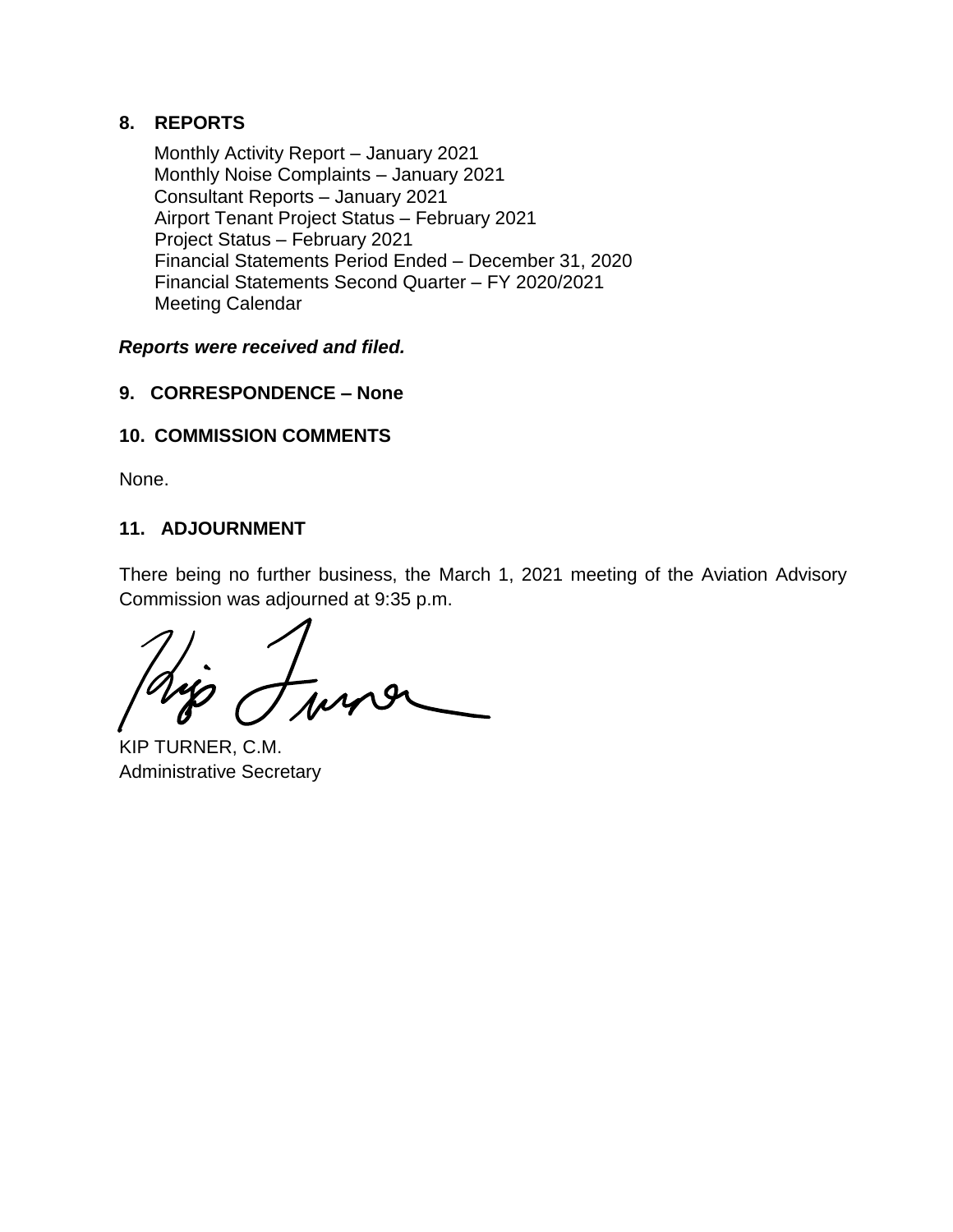## 8. REPORTS

Monthly Activity Report – January 2021
Monthly Noise Complaints – January 2021
Consultant Reports – January 2021
Airport Tenant Project Status – February 2021
Project Status – February 2021
Financial Statements Period Ended – December 31, 2020
Financial Statements Second Quarter – FY 2020/2021
Meeting Calendar

***Reports were received and filed.***

## 9. CORRESPONDENCE – None

## 10. COMMISSION COMMENTS

None.

## 11. ADJOURNMENT

There being no further business, the March 1, 2021 meeting of the Aviation Advisory Commission was adjourned at 9:35 p.m.

KIP TURNER, C.M.
Administrative Secretary